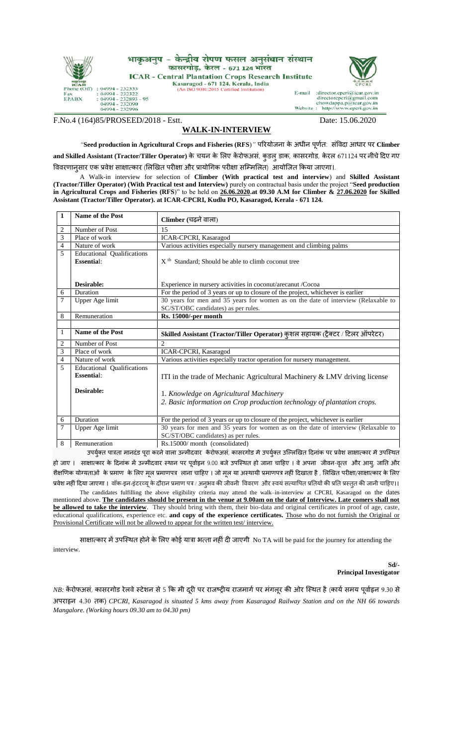भाकृअनुप - केन्द्रीय रोपण फसल अनुसंधान संस्थान
कासरगोड़, केरल - 671 124 भारत

**ICAR - Central Plantation Crops Research Institute**
Kasaragod - 671 124, Kerala, India
(An ISO 9001:2015 Certified Institution)

Phone (Off) : 04994 - 232333
Fax : 04994 - 232322
EPABX : 04994 - 232893 - 95
04994 - 232090
04994 - 232996

E-mail :director.cpcri@icar.gov.in
directorcpcri@gmail.com
chowdappa.p@icar.gov.in
Website : http://www.cpcri.gov.in

F.No.4 (164)85/PROSEED/2018 - Estt. Date: 15.06.2020

## WALK-IN-INTERVIEW

"**Seed production in Agricultural Crops and Fisheries (RFS**)" परियोजना के अधीन पूर्णत: संविदा आधार पर **Climber and Skilled Assistant (Tractor/Tiller Operator)** के चयन के लिए केंरोफअसं, कुडलु डाक, कासरगोड, केरल 671124 पर नीचे दिए गए विवरणानुसार एक प्रवेश साक्षात्कार (लिखित परीक्षा और प्रायोगिक परीक्षा सम्मिलित) आयोजित किया जाएगा।.

A Walk-in interview for selection of **Climber (With practical test and interview**) and **Skilled Assistant (Tractor/Tiller Operator) (With Practical test and Interview)** purely on contractual basis under the project "**Seed production in Agricultural Crops and Fisheries (RFS)**" to be held on **26.06.2020.at 09.30 A.M for Climber & 27.06.2020 for Skilled Assistant (Tractor/Tiller Operator). at ICAR-CPCRI, Kudlu PO, Kasaragod, Kerala - 671 124.**

| 1 | **Name of the Post** | **Climber (चढ़ने वाला)** |
|---|---|---|
| 2 | Number of Post | 15 |
| 3 | Place of work | ICAR-CPCRI, Kasaragod |
| 4 | Nature of work | Various activities especially nursery management and climbing palms |
| 5 | Educational Qualifications<br>**Essential**:<br><br>**Desirable:** | $X^{th}$ Standard; Should be able to climb coconut tree<br><br>Experience in nursery activities in coconut/arecanut /Cocoa |
| 6 | Duration | For the period of 3 years or up to closure of the project, whichever is earlier |
| 7 | Upper Age limit | 30 years for men and 35 years for women as on the date of interview (Relaxable to SC/ST/OBC candidates) as per rules. |
| 8 | Remuneration | **Rs. 15000/-per month** |
| | | |
| 1 | **Name of the Post** | **Skilled Assistant (Tractor/Tiller Operator) कुशल सहायक (ट्रैक्टर / टिलर ऑपरेटर)** |
| 2 | Number of Post | 2 |
| 3 | Place of work | ICAR-CPCRI, Kasaragod |
| 4 | Nature of work | Various activities especially tractor operation for nursery management. |
| 5 | Educational Qualifications<br>**Essential**:<br><br>**Desirable:** | ITI in the trade of Mechanic Agricultural Machinery & LMV driving license<br><br>*1. Knowledge on Agricultural Machinery*<br>*2. Basic information on Crop production technology of plantation crops.* |
| 6 | Duration | For the period of 3 years or up to closure of the project, whichever is earlier |
| 7 | Upper Age limit | 30 years for men and 35 years for women as on the date of interview (Relaxable to SC/ST/OBC candidates) as per rules. |
| 8 | Remuneration | Rs.15000/ month (consolidated) |

उपर्युक्त पात्रता मानदंड पूरा करने वाला उन्मीदवार केंरोफअसं, कासरगोड में उपर्युक्त उल्लिखित दिनांक पर प्रवेश साक्षात्कार में उपस्थित हो जाए । साक्षात्कार के दिनांक में उन्मीदवार स्थान पर पूर्वाह्न 9.00 बजे उपस्थित हो जाना चाहिए । वे अपना जीवन-वृत्त और आयु, जाति और शैक्षणिक योग्यताओं के प्रमाण के लिए मूल प्रमाणपत्र लाना चाहिए । जो मूल या अस्थायी प्रमाणपत्र नहीं दिखाता है , लिखित परीक्षा/साक्षात्कार के लिए प्रवेश नहीं दिया जाएगा । वॉक-इन-इंटरव्यू के दौरान प्रमाण पत्र / अनुभव की जीवनी विवरण और स्वयं सत्यापित प्रतियों की प्रति प्रस्तुत की जानी चाहिए।।

The candidates fulfilling the above eligibility criteria may attend the walk–in-interview at CPCRI, Kasaragod on the dates mentioned above. **The candidates should be present in the venue at 9.00am on the date of Interview. Late comers shall not be allowed to take the interview**. They should bring with them, their bio-data and original certificates in proof of age, caste, educational qualifications, experience etc. **and copy of the experience certificates.** Those who do not furnish the Original or Provisional Certificate will not be allowed to appear for the written test/ interview.

साक्षात्कार में उपस्थित होने के लिए कोई यात्रा भत्ता नहीं दी जाएगी No TA will be paid for the journey for attending the interview.

**Sd/-**
**Principal Investigator**

*NB:* केंरोफअसं, कासरगोड रेलवे स्टेशन से 5 कि मी दूरी पर राजष्ट्रीय राजमार्ग पर मंगलूर की ओर स्थित है (कार्य समय पूर्वाह्न 9.30 से अपराह्न 4.30 तक) *CPCRI, Kasaragod is situated 5 kms away from Kasaragod Railway Station and on the NH 66 towards Mangalore. (Working hours 09.30 am to 04.30 pm)*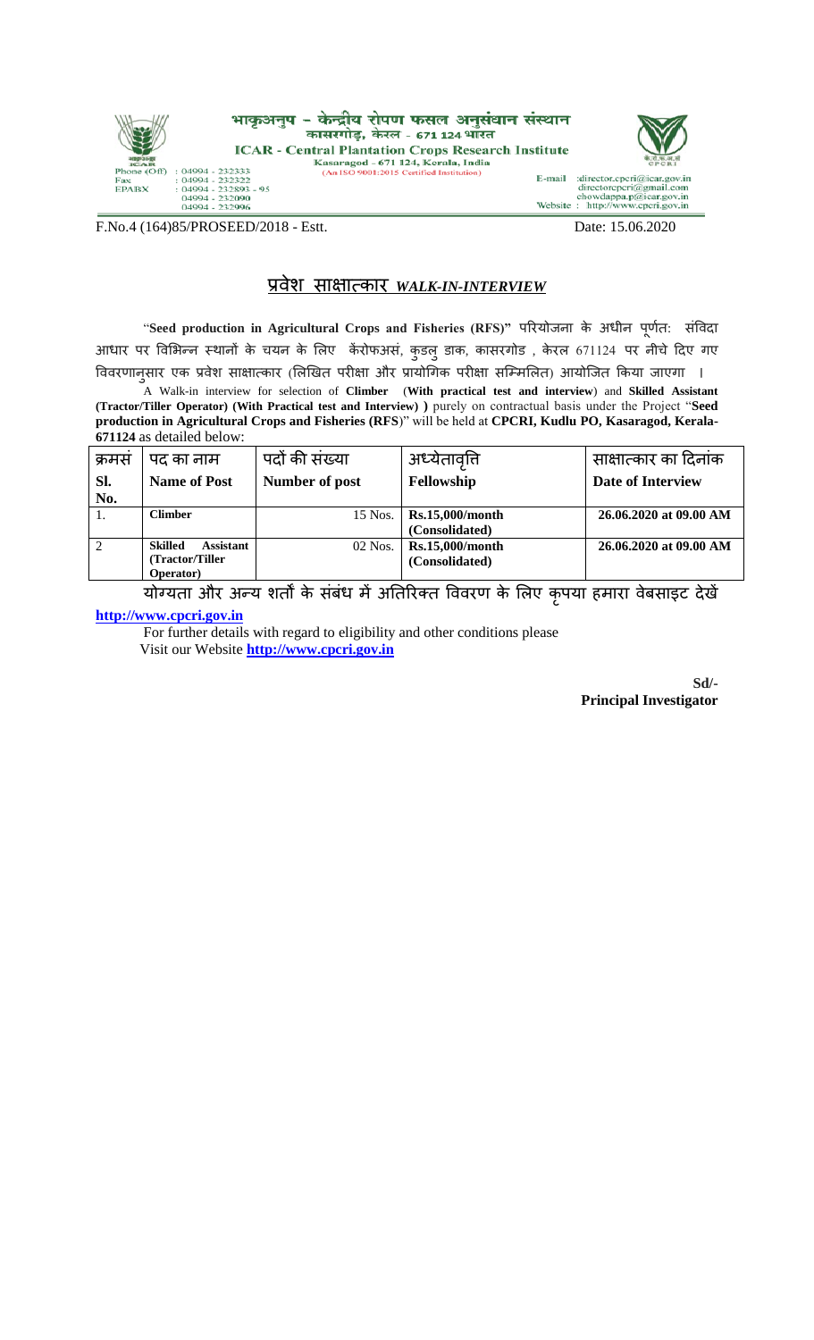भाकृअनुप – केन्द्रीय रोपण फसल अनुसंधान संस्थान
कासरगोड, केरल - 671 124 भारत

**ICAR - Central Plantation Crops Research Institute**
Kasaragod - 671 124, Kerala, India
(An ISO 9001:2015 Certified Institution)

Phone (Off) : 04994 - 232333
Fax : 04994 - 232322
EPABX : 04994 - 232893 - 95
04994 - 232090
04994 - 232996

E-mail :director.cpcri@icar.gov.in
directorcpcri@gmail.com
chowdappa.p@icar.gov.in
Website : http://www.cpcri.gov.in

F.No.4 (164)85/PROSEED/2018 - Estt. Date: 15.06.2020

## प्रवेश साक्षात्कार *WALK-IN-INTERVIEW*

"**Seed production in Agricultural Crops and Fisheries (RFS)"** परियोजना के अधीन पूर्णतः संविदा आधार पर विभिन्न स्थानों के चयन के लिए केंरोफअसं, कुडलु डाक, कासरगोड , केरल 671124 पर नीचे दिए गए विवरणानुसार एक प्रवेश साक्षात्कार (लिखित परीक्षा और प्रायोगिक परीक्षा सम्मिलित) आयोजित किया जाएगा ।

A Walk-in interview for selection of **Climber** (**With practical test and interview**) and **Skilled Assistant (Tractor/Tiller Operator) (With Practical test and Interview) )** purely on contractual basis under the Project "**Seed production in Agricultural Crops and Fisheries (RFS)**" will be held at **CPCRI, Kudlu PO, Kasaragod, Kerala-671124** as detailed below:

| क्रमसं<br>**Sl. No.** | पद का नाम<br>**Name of Post** | पदों की संख्या<br>**Number of post** | अध्येतावृत्ति<br>**Fellowship** | साक्षात्कार का दिनांक<br>**Date of Interview** |
|---|---|---|---|---|
| 1. | **Climber** | 15 Nos. | **Rs.15,000/month (Consolidated)** | **26.06.2020 at 09.00 AM** |
| 2 | **Skilled Assistant (Tractor/Tiller Operator)** | 02 Nos. | **Rs.15,000/month (Consolidated)** | **26.06.2020 at 09.00 AM** |

योग्यता और अन्य शर्तों के संबंध में अतिरिक्त विवरण के लिए कृपया हमारा वेबसाइट देखें **http://www.cpcri.gov.in**

For further details with regard to eligibility and other conditions please Visit our Website **http://www.cpcri.gov.in**

**Sd/-**
**Principal Investigator**